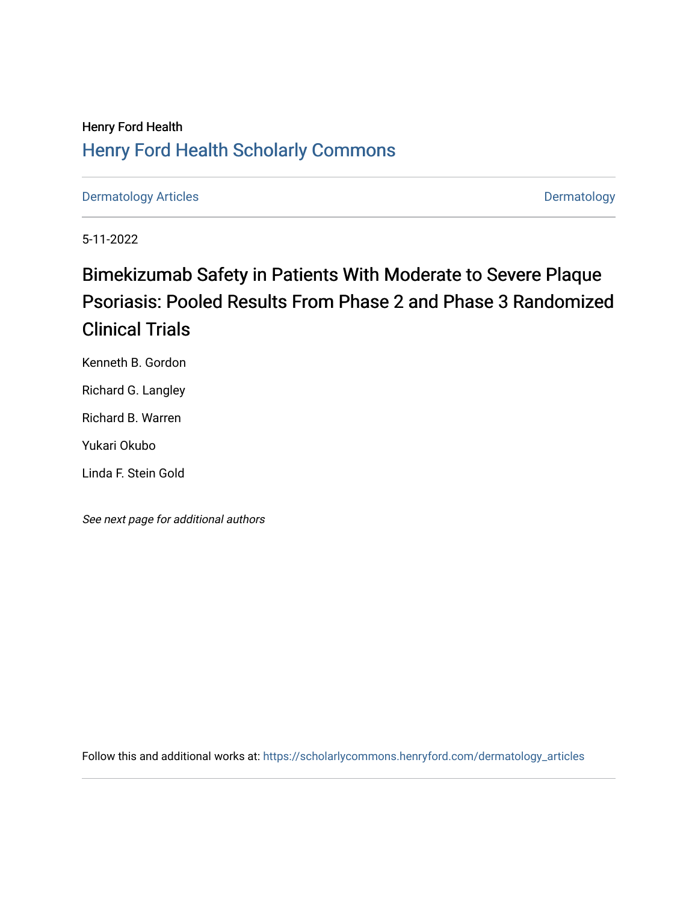Henry Ford Health

## Henry Ford Health Scholarly Commons

Dermatology Articles

Dermatology

5-11-2022

# Bimekizumab Safety in Patients With Moderate to Severe Plaque Psoriasis: Pooled Results From Phase 2 and Phase 3 Randomized Clinical Trials

Kenneth B. Gordon

Richard G. Langley

Richard B. Warren

Yukari Okubo

Linda F. Stein Gold

*See next page for additional authors*

Follow this and additional works at: https://scholarlycommons.henryford.com/dermatology_articles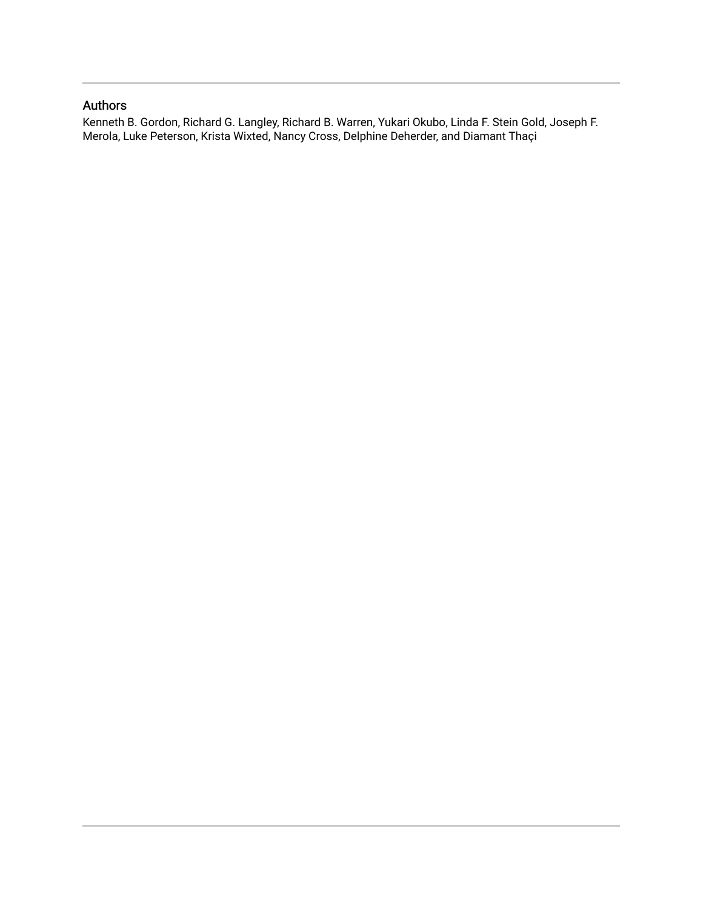## Authors

Kenneth B. Gordon, Richard G. Langley, Richard B. Warren, Yukari Okubo, Linda F. Stein Gold, Joseph F. Merola, Luke Peterson, Krista Wixted, Nancy Cross, Delphine Deherder, and Diamant Thaçi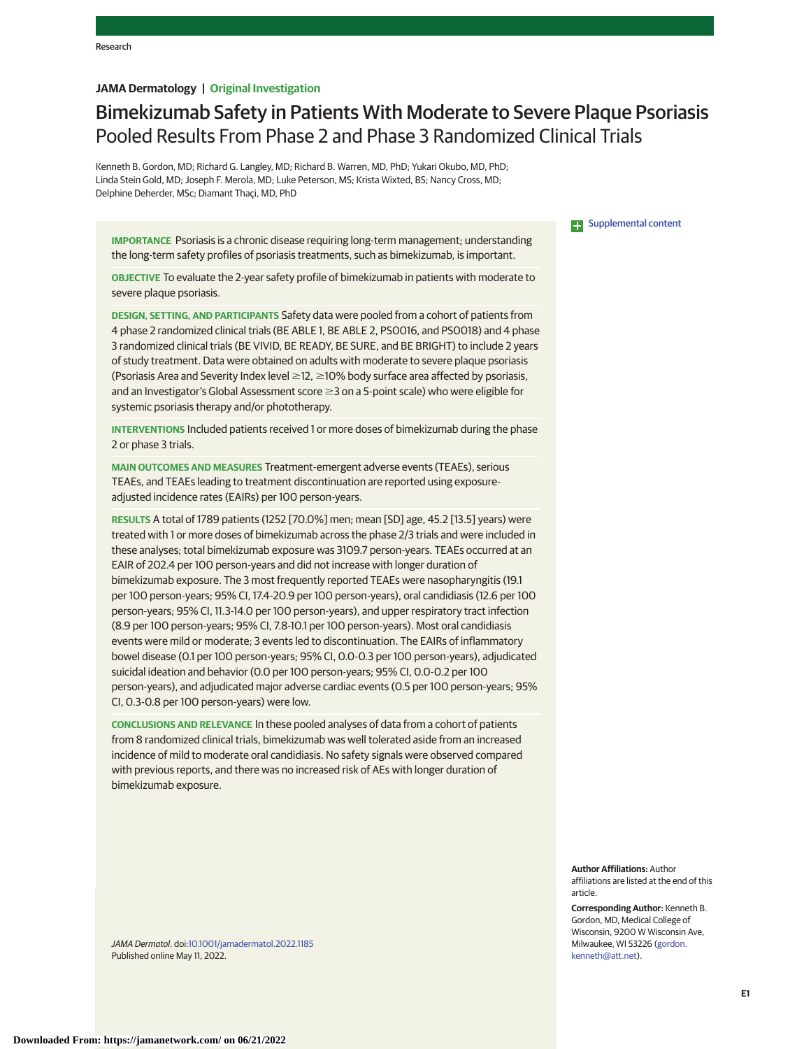JAMA Dermatology | Original Investigation

# Bimekizumab Safety in Patients With Moderate to Severe Plaque Psoriasis
## Pooled Results From Phase 2 and Phase 3 Randomized Clinical Trials

Kenneth B. Gordon, MD; Richard G. Langley, MD; Richard B. Warren, MD, PhD; Yukari Okubo, MD, PhD; Linda Stein Gold, MD; Joseph F. Merola, MD; Luke Peterson, MS; Krista Wixted, BS; Nancy Cross, MD; Delphine Deherder, MSc; Diamant Thaçi, MD, PhD

Supplemental content

**IMPORTANCE** Psoriasis is a chronic disease requiring long-term management; understanding the long-term safety profiles of psoriasis treatments, such as bimekizumab, is important.

**OBJECTIVE** To evaluate the 2-year safety profile of bimekizumab in patients with moderate to severe plaque psoriasis.

**DESIGN, SETTING, AND PARTICIPANTS** Safety data were pooled from a cohort of patients from 4 phase 2 randomized clinical trials (BE ABLE 1, BE ABLE 2, PS0016, and PS0018) and 4 phase 3 randomized clinical trials (BE VIVID, BE READY, BE SURE, and BE BRIGHT) to include 2 years of study treatment. Data were obtained on adults with moderate to severe plaque psoriasis (Psoriasis Area and Severity Index level ≥12, ≥10% body surface area affected by psoriasis, and an Investigator's Global Assessment score ≥3 on a 5-point scale) who were eligible for systemic psoriasis therapy and/or phototherapy.

**INTERVENTIONS** Included patients received 1 or more doses of bimekizumab during the phase 2 or phase 3 trials.

**MAIN OUTCOMES AND MEASURES** Treatment-emergent adverse events (TEAEs), serious TEAEs, and TEAEs leading to treatment discontinuation are reported using exposure-adjusted incidence rates (EAIRs) per 100 person-years.

**RESULTS** A total of 1789 patients (1252 [70.0%] men; mean [SD] age, 45.2 [13.5] years) were treated with 1 or more doses of bimekizumab across the phase 2/3 trials and were included in these analyses; total bimekizumab exposure was 3109.7 person-years. TEAEs occurred at an EAIR of 202.4 per 100 person-years and did not increase with longer duration of bimekizumab exposure. The 3 most frequently reported TEAEs were nasopharyngitis (19.1 per 100 person-years; 95% CI, 17.4-20.9 per 100 person-years), oral candidiasis (12.6 per 100 person-years; 95% CI, 11.3-14.0 per 100 person-years), and upper respiratory tract infection (8.9 per 100 person-years; 95% CI, 7.8-10.1 per 100 person-years). Most oral candidiasis events were mild or moderate; 3 events led to discontinuation. The EAIRs of inflammatory bowel disease (0.1 per 100 person-years; 95% CI, 0.0-0.3 per 100 person-years), adjudicated suicidal ideation and behavior (0.0 per 100 person-years; 95% CI, 0.0-0.2 per 100 person-years), and adjudicated major adverse cardiac events (0.5 per 100 person-years; 95% CI, 0.3-0.8 per 100 person-years) were low.

**CONCLUSIONS AND RELEVANCE** In these pooled analyses of data from a cohort of patients from 8 randomized clinical trials, bimekizumab was well tolerated aside from an increased incidence of mild to moderate oral candidiasis. No safety signals were observed compared with previous reports, and there was no increased risk of AEs with longer duration of bimekizumab exposure.

*JAMA Dermatol*. doi:10.1001/jamadermatol.2022.1185
Published online May 11, 2022.

**Author Affiliations:** Author affiliations are listed at the end of this article.

**Corresponding Author:** Kenneth B. Gordon, MD, Medical College of Wisconsin, 9200 W Wisconsin Ave, Milwaukee, WI 53226 (gordon.kenneth@att.net).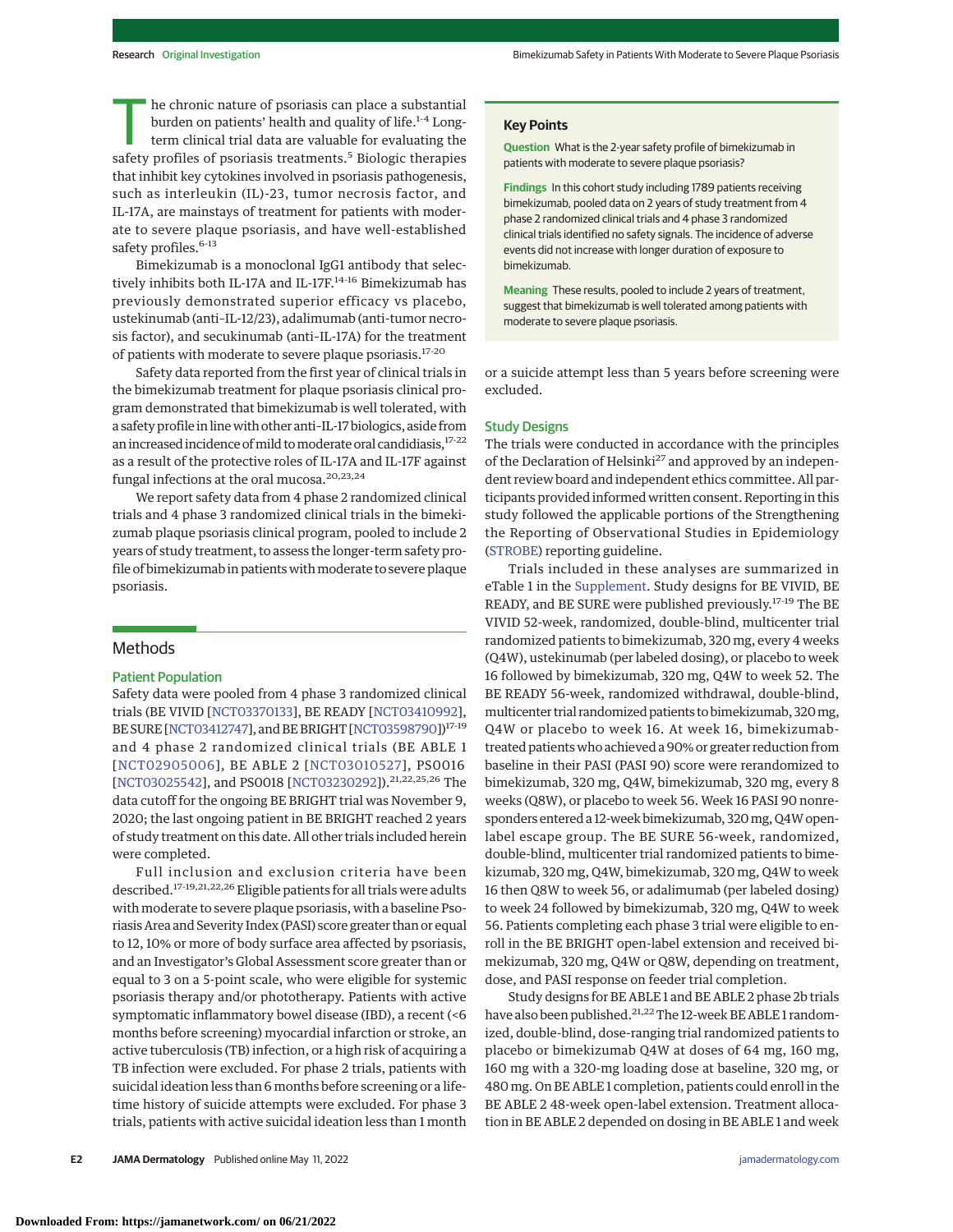The chronic nature of psoriasis can place a substantial burden on patients' health and quality of life.[1-4] Long-term clinical trial data are valuable for evaluating the safety profiles of psoriasis treatments.[5] Biologic therapies that inhibit key cytokines involved in psoriasis pathogenesis, such as interleukin (IL)-23, tumor necrosis factor, and IL-17A, are mainstays of treatment for patients with moderate to severe plaque psoriasis, and have well-established safety profiles.[6-13]

Bimekizumab is a monoclonal IgG1 antibody that selectively inhibits both IL-17A and IL-17F.[14-16] Bimekizumab has previously demonstrated superior efficacy vs placebo, ustekinumab (anti-IL-12/23), adalimumab (anti-tumor necrosis factor), and secukinumab (anti-IL-17A) for the treatment of patients with moderate to severe plaque psoriasis.[17-20]

Safety data reported from the first year of clinical trials in the bimekizumab treatment for plaque psoriasis clinical program demonstrated that bimekizumab is well tolerated, with a safety profile in line with other anti-IL-17 biologics, aside from an increased incidence of mild to moderate oral candidiasis,[17-22] as a result of the protective roles of IL-17A and IL-17F against fungal infections at the oral mucosa.[20,23,24]

We report safety data from 4 phase 2 randomized clinical trials and 4 phase 3 randomized clinical trials in the bimekizumab plaque psoriasis clinical program, pooled to include 2 years of study treatment, to assess the longer-term safety profile of bimekizumab in patients with moderate to severe plaque psoriasis.

> **Key Points**
>
> **Question** What is the 2-year safety profile of bimekizumab in patients with moderate to severe plaque psoriasis?
>
> **Findings** In this cohort study including 1789 patients receiving bimekizumab, pooled data on 2 years of study treatment from 4 phase 2 randomized clinical trials and 4 phase 3 randomized clinical trials identified no safety signals. The incidence of adverse events did not increase with longer duration of exposure to bimekizumab.
>
> **Meaning** These results, pooled to include 2 years of treatment, suggest that bimekizumab is well tolerated among patients with moderate to severe plaque psoriasis.

## Methods

### Patient Population

Safety data were pooled from 4 phase 3 randomized clinical trials (BE VIVID [NCT03370133], BE READY [NCT03410992], BE SURE [NCT03412747], and BE BRIGHT [NCT03598790])[17-19] and 4 phase 2 randomized clinical trials (BE ABLE 1 [NCT02905006], BE ABLE 2 [NCT03010527], PS0016 [NCT03025542], and PS0018 [NCT03230292]).[21,22,25,26] The data cutoff for the ongoing BE BRIGHT trial was November 9, 2020; the last ongoing patient in BE BRIGHT reached 2 years of study treatment on this date. All other trials included herein were completed.

Full inclusion and exclusion criteria have been described.[17-19,21,22,26] Eligible patients for all trials were adults with moderate to severe plaque psoriasis, with a baseline Psoriasis Area and Severity Index (PASI) score greater than or equal to 12, 10% or more of body surface area affected by psoriasis, and an Investigator's Global Assessment score greater than or equal to 3 on a 5-point scale, who were eligible for systemic psoriasis therapy and/or phototherapy. Patients with active symptomatic inflammatory bowel disease (IBD), a recent (<6 months before screening) myocardial infarction or stroke, an active tuberculosis (TB) infection, or a high risk of acquiring a TB infection were excluded. For phase 2 trials, patients with suicidal ideation less than 6 months before screening or a lifetime history of suicide attempts were excluded. For phase 3 trials, patients with active suicidal ideation less than 1 month or a suicide attempt less than 5 years before screening were excluded.

### Study Designs

The trials were conducted in accordance with the principles of the Declaration of Helsinki[27] and approved by an independent review board and independent ethics committee. All participants provided informed written consent. Reporting in this study followed the applicable portions of the Strengthening the Reporting of Observational Studies in Epidemiology (STROBE) reporting guideline.

Trials included in these analyses are summarized in eTable 1 in the Supplement. Study designs for BE VIVID, BE READY, and BE SURE were published previously.[17-19] The BE VIVID 52-week, randomized, double-blind, multicenter trial randomized patients to bimekizumab, 320 mg, every 4 weeks (Q4W), ustekinumab (per labeled dosing), or placebo to week 16 followed by bimekizumab, 320 mg, Q4W to week 52. The BE READY 56-week, randomized withdrawal, double-blind, multicenter trial randomized patients to bimekizumab, 320 mg, Q4W or placebo to week 16. At week 16, bimekizumab-treated patients who achieved a 90% or greater reduction from baseline in their PASI (PASI 90) score were rerandomized to bimekizumab, 320 mg, Q4W, bimekizumab, 320 mg, every 8 weeks (Q8W), or placebo to week 56. Week 16 PASI 90 nonresponders entered a 12-week bimekizumab, 320 mg, Q4W open-label escape group. The BE SURE 56-week, randomized, double-blind, multicenter trial randomized patients to bimekizumab, 320 mg, Q4W, bimekizumab, 320 mg, Q4W to week 16 then Q8W to week 56, or adalimumab (per labeled dosing) to week 24 followed by bimekizumab, 320 mg, Q4W to week 56. Patients completing each phase 3 trial were eligible to enroll in the BE BRIGHT open-label extension and received bimekizumab, 320 mg, Q4W or Q8W, depending on treatment, dose, and PASI response on feeder trial completion.

Study designs for BE ABLE 1 and BE ABLE 2 phase 2b trials have also been published.[21,22] The 12-week BE ABLE 1 randomized, double-blind, dose-ranging trial randomized patients to placebo or bimekizumab Q4W at doses of 64 mg, 160 mg, 160 mg with a 320-mg loading dose at baseline, 320 mg, or 480 mg. On BE ABLE 1 completion, patients could enroll in the BE ABLE 2 48-week open-label extension. Treatment allocation in BE ABLE 2 depended on dosing in BE ABLE 1 and week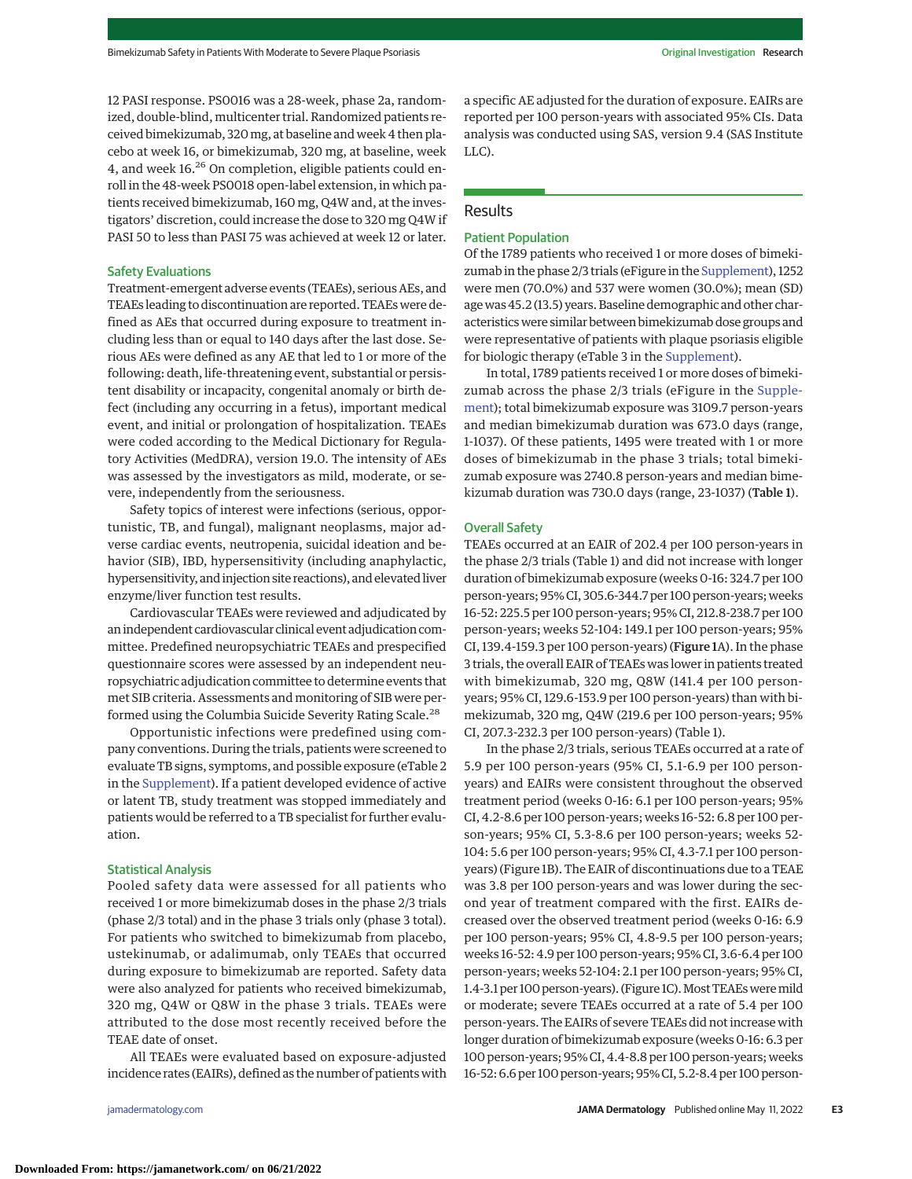12 PASI response. PS0016 was a 28-week, phase 2a, randomized, double-blind, multicenter trial. Randomized patients received bimekizumab, 320 mg, at baseline and week 4 then placebo at week 16, or bimekizumab, 320 mg, at baseline, week 4, and week 16.[26] On completion, eligible patients could enroll in the 48-week PS0018 open-label extension, in which patients received bimekizumab, 160 mg, Q4W and, at the investigators' discretion, could increase the dose to 320 mg Q4W if PASI 50 to less than PASI 75 was achieved at week 12 or later.

### Safety Evaluations

Treatment-emergent adverse events (TEAEs), serious AEs, and TEAEs leading to discontinuation are reported. TEAEs were defined as AEs that occurred during exposure to treatment including less than or equal to 140 days after the last dose. Serious AEs were defined as any AE that led to 1 or more of the following: death, life-threatening event, substantial or persistent disability or incapacity, congenital anomaly or birth defect (including any occurring in a fetus), important medical event, and initial or prolongation of hospitalization. TEAEs were coded according to the Medical Dictionary for Regulatory Activities (MedDRA), version 19.0. The intensity of AEs was assessed by the investigators as mild, moderate, or severe, independently from the seriousness.

Safety topics of interest were infections (serious, opportunistic, TB, and fungal), malignant neoplasms, major adverse cardiac events, neutropenia, suicidal ideation and behavior (SIB), IBD, hypersensitivity (including anaphylactic, hypersensitivity, and injection site reactions), and elevated liver enzyme/liver function test results.

Cardiovascular TEAEs were reviewed and adjudicated by an independent cardiovascular clinical event adjudication committee. Predefined neuropsychiatric TEAEs and prespecified questionnaire scores were assessed by an independent neuropsychiatric adjudication committee to determine events that met SIB criteria. Assessments and monitoring of SIB were performed using the Columbia Suicide Severity Rating Scale.[28]

Opportunistic infections were predefined using company conventions. During the trials, patients were screened to evaluate TB signs, symptoms, and possible exposure (eTable 2 in the Supplement). If a patient developed evidence of active or latent TB, study treatment was stopped immediately and patients would be referred to a TB specialist for further evaluation.

### Statistical Analysis

Pooled safety data were assessed for all patients who received 1 or more bimekizumab doses in the phase 2/3 trials (phase 2/3 total) and in the phase 3 trials only (phase 3 total). For patients who switched to bimekizumab from placebo, ustekinumab, or adalimumab, only TEAEs that occurred during exposure to bimekizumab are reported. Safety data were also analyzed for patients who received bimekizumab, 320 mg, Q4W or Q8W in the phase 3 trials. TEAEs were attributed to the dose most recently received before the TEAE date of onset.

All TEAEs were evaluated based on exposure-adjusted incidence rates (EAIRs), defined as the number of patients with a specific AE adjusted for the duration of exposure. EAIRs are reported per 100 person-years with associated 95% CIs. Data analysis was conducted using SAS, version 9.4 (SAS Institute LLC).

## Results

### Patient Population

Of the 1789 patients who received 1 or more doses of bimekizumab in the phase 2/3 trials (eFigure in the Supplement), 1252 were men (70.0%) and 537 were women (30.0%); mean (SD) age was 45.2 (13.5) years. Baseline demographic and other characteristics were similar between bimekizumab dose groups and were representative of patients with plaque psoriasis eligible for biologic therapy (eTable 3 in the Supplement).

In total, 1789 patients received 1 or more doses of bimekizumab across the phase 2/3 trials (eFigure in the Supplement); total bimekizumab exposure was 3109.7 person-years and median bimekizumab duration was 673.0 days (range, 1-1037). Of these patients, 1495 were treated with 1 or more doses of bimekizumab in the phase 3 trials; total bimekizumab exposure was 2740.8 person-years and median bimekizumab duration was 730.0 days (range, 23-1037) (**Table 1**).

### Overall Safety

TEAEs occurred at an EAIR of 202.4 per 100 person-years in the phase 2/3 trials (Table 1) and did not increase with longer duration of bimekizumab exposure (weeks 0-16: 324.7 per 100 person-years; 95% CI, 305.6-344.7 per 100 person-years; weeks 16-52: 225.5 per 100 person-years; 95% CI, 212.8-238.7 per 100 person-years; weeks 52-104: 149.1 per 100 person-years; 95% CI, 139.4-159.3 per 100 person-years) (**Figure 1**A). In the phase 3 trials, the overall EAIR of TEAEs was lower in patients treated with bimekizumab, 320 mg, Q8W (141.4 per 100 person-years; 95% CI, 129.6-153.9 per 100 person-years) than with bimekizumab, 320 mg, Q4W (219.6 per 100 person-years; 95% CI, 207.3-232.3 per 100 person-years) (Table 1).

In the phase 2/3 trials, serious TEAEs occurred at a rate of 5.9 per 100 person-years (95% CI, 5.1-6.9 per 100 person-years) and EAIRs were consistent throughout the observed treatment period (weeks 0-16: 6.1 per 100 person-years; 95% CI, 4.2-8.6 per 100 person-years; weeks 16-52: 6.8 per 100 person-years; 95% CI, 5.3-8.6 per 100 person-years; weeks 52-104: 5.6 per 100 person-years; 95% CI, 4.3-7.1 per 100 person-years) (Figure 1B). The EAIR of discontinuations due to a TEAE was 3.8 per 100 person-years and was lower during the second year of treatment compared with the first. EAIRs decreased over the observed treatment period (weeks 0-16: 6.9 per 100 person-years; 95% CI, 4.8-9.5 per 100 person-years; weeks 16-52: 4.9 per 100 person-years; 95% CI, 3.6-6.4 per 100 person-years; weeks 52-104: 2.1 per 100 person-years; 95% CI, 1.4-3.1 per 100 person-years). (Figure 1C). Most TEAEs were mild or moderate; severe TEAEs occurred at a rate of 5.4 per 100 person-years. The EAIRs of severe TEAEs did not increase with longer duration of bimekizumab exposure (weeks 0-16: 6.3 per 100 person-years; 95% CI, 4.4-8.8 per 100 person-years; weeks 16-52: 6.6 per 100 person-years; 95% CI, 5.2-8.4 per 100 person-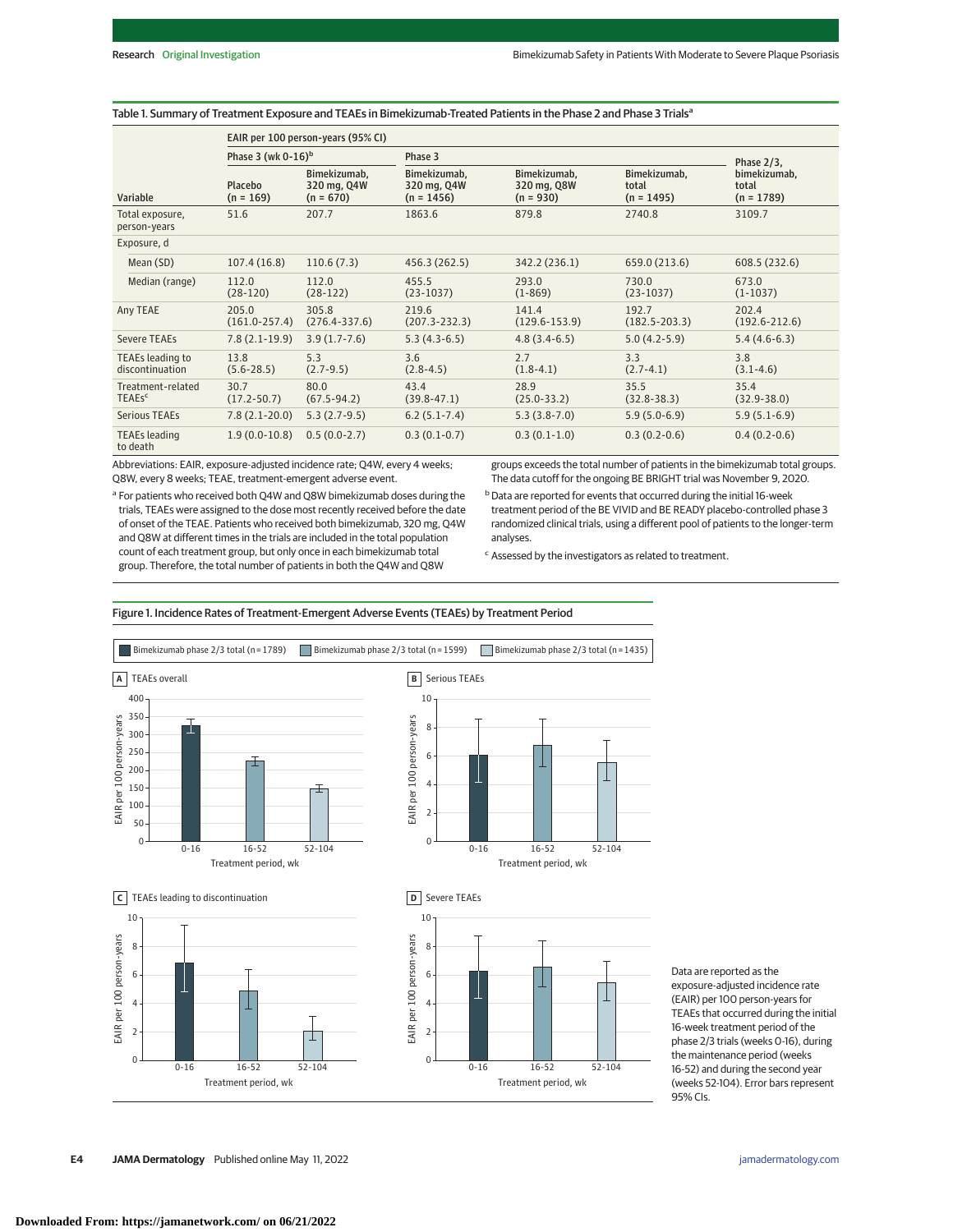Table 1. Summary of Treatment Exposure and TEAEs in Bimekizumab-Treated Patients in the Phase 2 and Phase 3 Trials[a]

| Variable | EAIR per 100 person-years (95% CI) | | | | | |
|---|---|---|---|---|---|---|
| | Phase 3 (wk 0-16)[b] | | Phase 3 | | | Phase 2/3, bimekizumab, total (n = 1789) |
| | Placebo (n = 169) | Bimekizumab, 320 mg, Q4W (n = 670) | Bimekizumab, 320 mg, Q4W (n = 1456) | Bimekizumab, 320 mg, Q8W (n = 930) | Bimekizumab, total (n = 1495) | |
| Total exposure, person-years | 51.6 | 207.7 | 1863.6 | 879.8 | 2740.8 | 3109.7 |
| Exposure, d | | | | | | |
| Mean (SD) | 107.4 (16.8) | 110.6 (7.3) | 456.3 (262.5) | 342.2 (236.1) | 659.0 (213.6) | 608.5 (232.6) |
| Median (range) | 112.0 (28-120) | 112.0 (28-122) | 455.5 (23-1037) | 293.0 (1-869) | 730.0 (23-1037) | 673.0 (1-1037) |
| Any TEAE | 205.0 (161.0-257.4) | 305.8 (276.4-337.6) | 219.6 (207.3-232.3) | 141.4 (129.6-153.9) | 192.7 (182.5-203.3) | 202.4 (192.6-212.6) |
| Severe TEAEs | 7.8 (2.1-19.9) | 3.9 (1.7-7.6) | 5.3 (4.3-6.5) | 4.8 (3.4-6.5) | 5.0 (4.2-5.9) | 5.4 (4.6-6.3) |
| TEAEs leading to discontinuation | 13.8 (5.6-28.5) | 5.3 (2.7-9.5) | 3.6 (2.8-4.5) | 2.7 (1.8-4.1) | 3.3 (2.7-4.1) | 3.8 (3.1-4.6) |
| Treatment-related TEAEs[c] | 30.7 (17.2-50.7) | 80.0 (67.5-94.2) | 43.4 (39.8-47.1) | 28.9 (25.0-33.2) | 35.5 (32.8-38.3) | 35.4 (32.9-38.0) |
| Serious TEAEs | 7.8 (2.1-20.0) | 5.3 (2.7-9.5) | 6.2 (5.1-7.4) | 5.3 (3.8-7.0) | 5.9 (5.0-6.9) | 5.9 (5.1-6.9) |
| TEAEs leading to death | 1.9 (0.0-10.8) | 0.5 (0.0-2.7) | 0.3 (0.1-0.7) | 0.3 (0.1-1.0) | 0.3 (0.2-0.6) | 0.4 (0.2-0.6) |

Abbreviations: EAIR, exposure-adjusted incidence rate; Q4W, every 4 weeks; Q8W, every 8 weeks; TEAE, treatment-emergent adverse event.

[a] For patients who received both Q4W and Q8W bimekizumab doses during the trials, TEAEs were assigned to the dose most recently received before the date of onset of the TEAE. Patients who received both bimekizumab, 320 mg, Q4W and Q8W at different times in the trials are included in the total population count of each treatment group, but only once in each bimekizumab total group. Therefore, the total number of patients in both the Q4W and Q8W groups exceeds the total number of patients in the bimekizumab total groups. The data cutoff for the ongoing BE BRIGHT trial was November 9, 2020.

[b] Data are reported for events that occurred during the initial 16-week treatment period of the BE VIVID and BE READY placebo-controlled phase 3 randomized clinical trials, using a different pool of patients to the longer-term analyses.

[c] Assessed by the investigators as related to treatment.

Figure 1. Incidence Rates of Treatment-Emergent Adverse Events (TEAEs) by Treatment Period

Data are reported as the exposure-adjusted incidence rate (EAIR) per 100 person-years for TEAEs that occurred during the initial 16-week treatment period of the phase 2/3 trials (weeks 0-16), during the maintenance period (weeks 16-52) and during the second year (weeks 52-104). Error bars represent 95% CIs.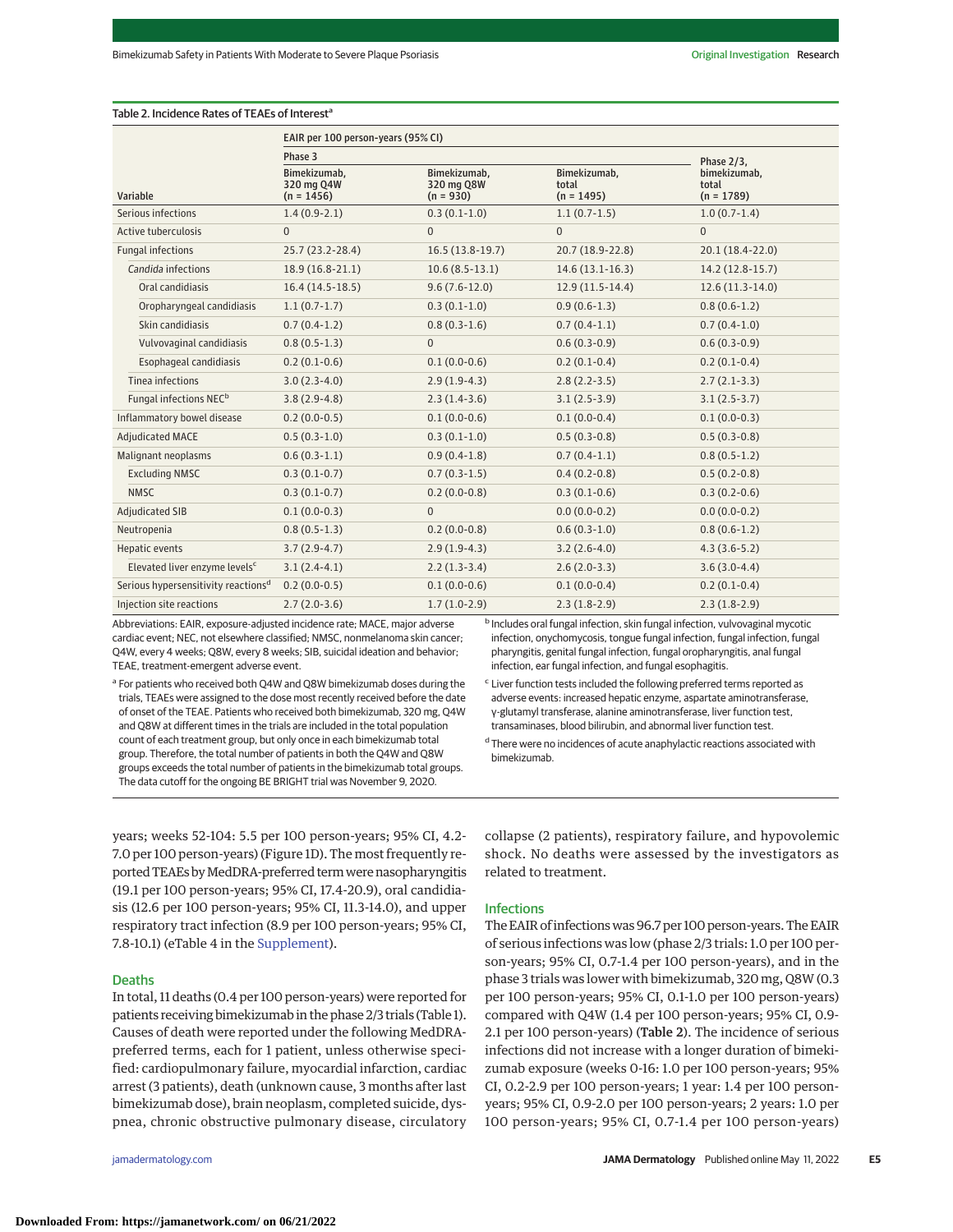Table 2. Incidence Rates of TEAEs of Interest[a]

| Variable | EAIR per 100 person-years (95% CI) | | | |
|---|---|---|---|---|
| | Phase 3 | | | Phase 2/3, bimekizumab, total (n = 1789) |
| | Bimekizumab, 320 mg Q4W (n = 1456) | Bimekizumab, 320 mg Q8W (n = 930) | Bimekizumab, total (n = 1495) | |
| Serious infections | 1.4 (0.9-2.1) | 0.3 (0.1-1.0) | 1.1 (0.7-1.5) | 1.0 (0.7-1.4) |
| Active tuberculosis | 0 | 0 | 0 | 0 |
| Fungal infections | 25.7 (23.2-28.4) | 16.5 (13.8-19.7) | 20.7 (18.9-22.8) | 20.1 (18.4-22.0) |
| *Candida* infections | 18.9 (16.8-21.1) | 10.6 (8.5-13.1) | 14.6 (13.1-16.3) | 14.2 (12.8-15.7) |
| Oral candidiasis | 16.4 (14.5-18.5) | 9.6 (7.6-12.0) | 12.9 (11.5-14.4) | 12.6 (11.3-14.0) |
| Oropharyngeal candidiasis | 1.1 (0.7-1.7) | 0.3 (0.1-1.0) | 0.9 (0.6-1.3) | 0.8 (0.6-1.2) |
| Skin candidiasis | 0.7 (0.4-1.2) | 0.8 (0.3-1.6) | 0.7 (0.4-1.1) | 0.7 (0.4-1.0) |
| Vulvovaginal candidiasis | 0.8 (0.5-1.3) | 0 | 0.6 (0.3-0.9) | 0.6 (0.3-0.9) |
| Esophageal candidiasis | 0.2 (0.1-0.6) | 0.1 (0.0-0.6) | 0.2 (0.1-0.4) | 0.2 (0.1-0.4) |
| Tinea infections | 3.0 (2.3-4.0) | 2.9 (1.9-4.3) | 2.8 (2.2-3.5) | 2.7 (2.1-3.3) |
| Fungal infections NEC[b] | 3.8 (2.9-4.8) | 2.3 (1.4-3.6) | 3.1 (2.5-3.9) | 3.1 (2.5-3.7) |
| Inflammatory bowel disease | 0.2 (0.0-0.5) | 0.1 (0.0-0.6) | 0.1 (0.0-0.4) | 0.1 (0.0-0.3) |
| Adjudicated MACE | 0.5 (0.3-1.0) | 0.3 (0.1-1.0) | 0.5 (0.3-0.8) | 0.5 (0.3-0.8) |
| Malignant neoplasms | 0.6 (0.3-1.1) | 0.9 (0.4-1.8) | 0.7 (0.4-1.1) | 0.8 (0.5-1.2) |
| Excluding NMSC | 0.3 (0.1-0.7) | 0.7 (0.3-1.5) | 0.4 (0.2-0.8) | 0.5 (0.2-0.8) |
| NMSC | 0.3 (0.1-0.7) | 0.2 (0.0-0.8) | 0.3 (0.1-0.6) | 0.3 (0.2-0.6) |
| Adjudicated SIB | 0.1 (0.0-0.3) | 0 | 0.0 (0.0-0.2) | 0.0 (0.0-0.2) |
| Neutropenia | 0.8 (0.5-1.3) | 0.2 (0.0-0.8) | 0.6 (0.3-1.0) | 0.8 (0.6-1.2) |
| Hepatic events | 3.7 (2.9-4.7) | 2.9 (1.9-4.3) | 3.2 (2.6-4.0) | 4.3 (3.6-5.2) |
| Elevated liver enzyme levels[c] | 3.1 (2.4-4.1) | 2.2 (1.3-3.4) | 2.6 (2.0-3.3) | 3.6 (3.0-4.4) |
| Serious hypersensitivity reactions[d] | 0.2 (0.0-0.5) | 0.1 (0.0-0.6) | 0.1 (0.0-0.4) | 0.2 (0.1-0.4) |
| Injection site reactions | 2.7 (2.0-3.6) | 1.7 (1.0-2.9) | 2.3 (1.8-2.9) | 2.3 (1.8-2.9) |

Abbreviations: EAIR, exposure-adjusted incidence rate; MACE, major adverse cardiac event; NEC, not elsewhere classified; NMSC, nonmelanoma skin cancer; Q4W, every 4 weeks; Q8W, every 8 weeks; SIB, suicidal ideation and behavior; TEAE, treatment-emergent adverse event.

[a] For patients who received both Q4W and Q8W bimekizumab doses during the trials, TEAEs were assigned to the dose most recently received before the date of onset of the TEAE. Patients who received both bimekizumab, 320 mg, Q4W and Q8W at different times in the trials are included in the total population count of each treatment group, but only once in each bimekizumab total group. Therefore, the total number of patients in both the Q4W and Q8W groups exceeds the total number of patients in the bimekizumab total groups. The data cutoff for the ongoing BE BRIGHT trial was November 9, 2020.

[b] Includes oral fungal infection, skin fungal infection, vulvovaginal mycotic infection, onychomycosis, tongue fungal infection, fungal infection, fungal pharyngitis, genital fungal infection, fungal oropharyngitis, anal fungal infection, ear fungal infection, and fungal esophagitis.

[c] Liver function tests included the following preferred terms reported as adverse events: increased hepatic enzyme, aspartate aminotransferase, γ-glutamyl transferase, alanine aminotransferase, liver function test, transaminases, blood bilirubin, and abnormal liver function test.

[d] There were no incidences of acute anaphylactic reactions associated with bimekizumab.

years; weeks 52-104: 5.5 per 100 person-years; 95% CI, 4.2-7.0 per 100 person-years) (Figure 1D). The most frequently reported TEAEs by MedDRA-preferred term were nasopharyngitis (19.1 per 100 person-years; 95% CI, 17.4-20.9), oral candidiasis (12.6 per 100 person-years; 95% CI, 11.3-14.0), and upper respiratory tract infection (8.9 per 100 person-years; 95% CI, 7.8-10.1) (eTable 4 in the Supplement).

## Deaths

In total, 11 deaths (0.4 per 100 person-years) were reported for patients receiving bimekizumab in the phase 2/3 trials (Table 1). Causes of death were reported under the following MedDRA-preferred terms, each for 1 patient, unless otherwise specified: cardiopulmonary failure, myocardial infarction, cardiac arrest (3 patients), death (unknown cause, 3 months after last bimekizumab dose), brain neoplasm, completed suicide, dyspnea, chronic obstructive pulmonary disease, circulatory collapse (2 patients), respiratory failure, and hypovolemic shock. No deaths were assessed by the investigators as related to treatment.

## Infections

The EAIR of infections was 96.7 per 100 person-years. The EAIR of serious infections was low (phase 2/3 trials: 1.0 per 100 person-years; 95% CI, 0.7-1.4 per 100 person-years), and in the phase 3 trials was lower with bimekizumab, 320 mg, Q8W (0.3 per 100 person-years; 95% CI, 0.1-1.0 per 100 person-years) compared with Q4W (1.4 per 100 person-years; 95% CI, 0.9-2.1 per 100 person-years) (Table 2). The incidence of serious infections did not increase with a longer duration of bimekizumab exposure (weeks 0-16: 1.0 per 100 person-years; 95% CI, 0.2-2.9 per 100 person-years; 1 year: 1.4 per 100 person-years; 95% CI, 0.9-2.0 per 100 person-years; 2 years: 1.0 per 100 person-years; 95% CI, 0.7-1.4 per 100 person-years)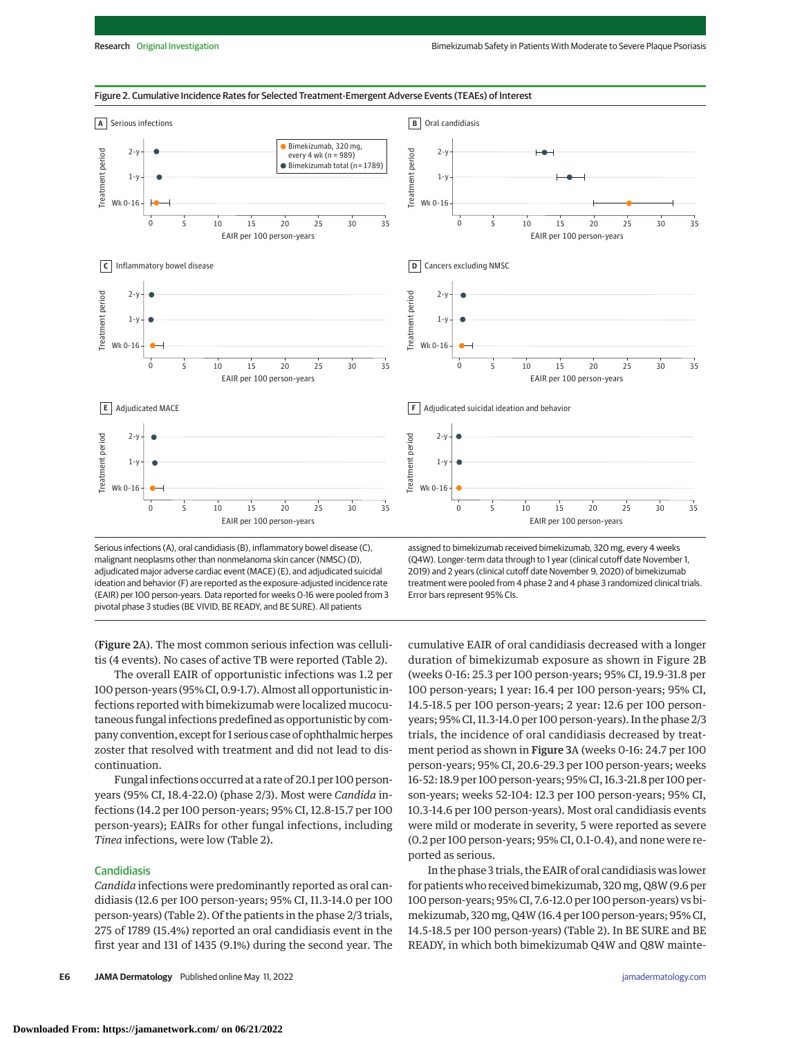Figure 2. Cumulative Incidence Rates for Selected Treatment-Emergent Adverse Events (TEAEs) of Interest

Serious infections (A), oral candidiasis (B), inflammatory bowel disease (C), malignant neoplasms other than nonmelanoma skin cancer (NMSC) (D), adjudicated major adverse cardiac event (MACE) (E), and adjudicated suicidal ideation and behavior (F) are reported as the exposure-adjusted incidence rate (EAIR) per 100 person-years. Data reported for weeks 0-16 were pooled from 3 pivotal phase 3 studies (BE VIVID, BE READY, and BE SURE). All patients assigned to bimekizumab received bimekizumab, 320 mg, every 4 weeks (Q4W). Longer-term data through to 1 year (clinical cutoff date November 1, 2019) and 2 years (clinical cutoff date November 9, 2020) of bimekizumab treatment were pooled from 4 phase 2 and 4 phase 3 randomized clinical trials. Error bars represent 95% CIs.

(Figure 2A). The most common serious infection was cellulitis (4 events). No cases of active TB were reported (Table 2).

The overall EAIR of opportunistic infections was 1.2 per 100 person-years (95% CI, 0.9-1.7). Almost all opportunistic infections reported with bimekizumab were localized mucocutaneous fungal infections predefined as opportunistic by company convention, except for 1 serious case of ophthalmic herpes zoster that resolved with treatment and did not lead to discontinuation.

Fungal infections occurred at a rate of 20.1 per 100 person-years (95% CI, 18.4-22.0) (phase 2/3). Most were *Candida* infections (14.2 per 100 person-years; 95% CI, 12.8-15.7 per 100 person-years); EAIRs for other fungal infections, including *Tinea* infections, were low (Table 2).

## Candidiasis

*Candida* infections were predominantly reported as oral candidiasis (12.6 per 100 person-years; 95% CI, 11.3-14.0 per 100 person-years) (Table 2). Of the patients in the phase 2/3 trials, 275 of 1789 (15.4%) reported an oral candidiasis event in the first year and 131 of 1435 (9.1%) during the second year. The cumulative EAIR of oral candidiasis decreased with a longer duration of bimekizumab exposure as shown in Figure 2B (weeks 0-16: 25.3 per 100 person-years; 95% CI, 19.9-31.8 per 100 person-years; 1 year: 16.4 per 100 person-years; 95% CI, 14.5-18.5 per 100 person-years; 2 year: 12.6 per 100 person-years; 95% CI, 11.3-14.0 per 100 person-years). In the phase 2/3 trials, the incidence of oral candidiasis decreased by treatment period as shown in **Figure 3**A (weeks 0-16: 24.7 per 100 person-years; 95% CI, 20.6-29.3 per 100 person-years; weeks 16-52: 18.9 per 100 person-years; 95% CI, 16.3-21.8 per 100 person-years; weeks 52-104: 12.3 per 100 person-years; 95% CI, 10.3-14.6 per 100 person-years). Most oral candidiasis events were mild or moderate in severity, 5 were reported as severe (0.2 per 100 person-years; 95% CI, 0.1-0.4), and none were reported as serious.

In the phase 3 trials, the EAIR of oral candidiasis was lower for patients who received bimekizumab, 320 mg, Q8W (9.6 per 100 person-years; 95% CI, 7.6-12.0 per 100 person-years) vs bimekizumab, 320 mg, Q4W (16.4 per 100 person-years; 95% CI, 14.5-18.5 per 100 person-years) (Table 2). In BE SURE and BE READY, in which both bimekizumab Q4W and Q8W mainte-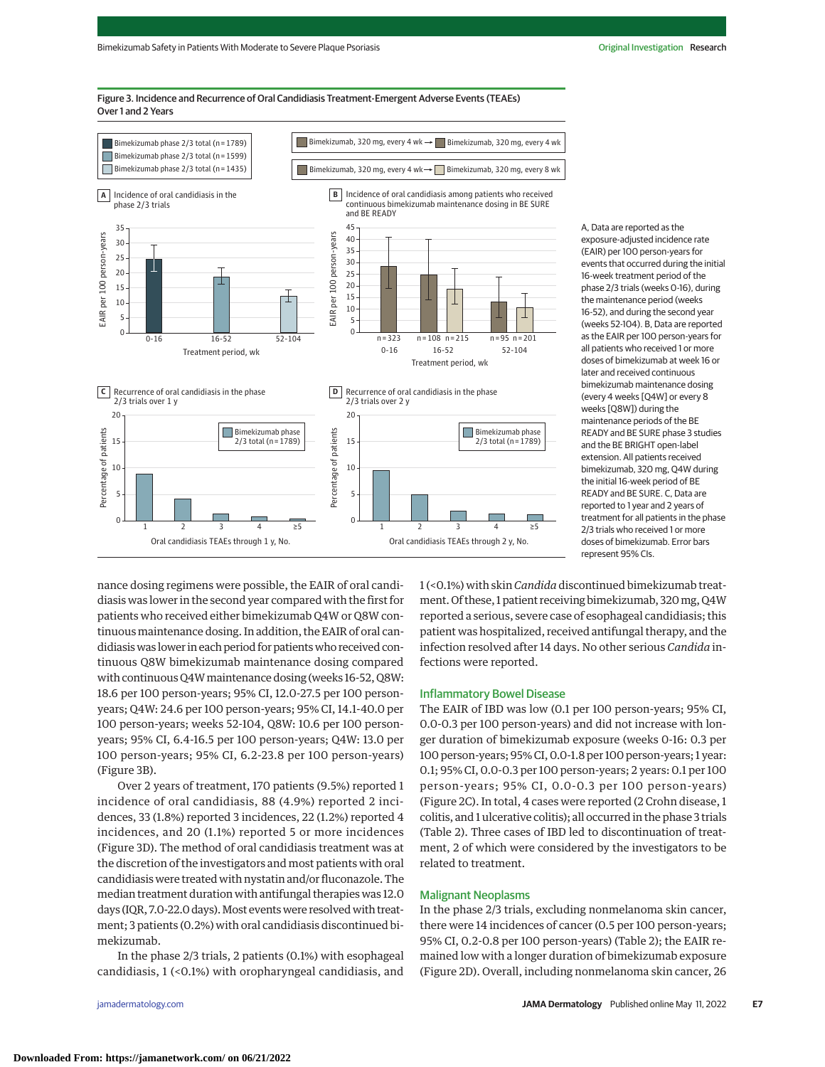Figure 3. Incidence and Recurrence of Oral Candidiasis Treatment-Emergent Adverse Events (TEAEs) Over 1 and 2 Years

A, Data are reported as the exposure-adjusted incidence rate (EAIR) per 100 person-years for events that occurred during the initial 16-week treatment period of the phase 2/3 trials (weeks 0-16), during the maintenance period (weeks 16-52), and during the second year (weeks 52-104). B, Data are reported as the EAIR per 100 person-years for all patients who received 1 or more doses of bimekizumab at week 16 or later and received continuous bimekizumab maintenance dosing (every 4 weeks [Q4W] or every 8 weeks [Q8W]) during the maintenance periods of the BE READY and BE SURE phase 3 studies and the BE BRIGHT open-label extension. All patients received bimekizumab, 320 mg, Q4W during the initial 16-week period of BE READY and BE SURE. C, Data are reported to 1 year and 2 years of treatment for all patients in the phase 2/3 trials who received 1 or more doses of bimekizumab. Error bars represent 95% CIs.

nance dosing regimens were possible, the EAIR of oral candidiasis was lower in the second year compared with the first for patients who received either bimekizumab Q4W or Q8W continuous maintenance dosing. In addition, the EAIR of oral candidiasis was lower in each period for patients who received continuous Q8W bimekizumab maintenance dosing compared with continuous Q4W maintenance dosing (weeks 16-52, Q8W: 18.6 per 100 person-years; 95% CI, 12.0-27.5 per 100 person-years; Q4W: 24.6 per 100 person-years; 95% CI, 14.1-40.0 per 100 person-years; weeks 52-104, Q8W: 10.6 per 100 person-years; 95% CI, 6.4-16.5 per 100 person-years; Q4W: 13.0 per 100 person-years; 95% CI, 6.2-23.8 per 100 person-years) (Figure 3B).

Over 2 years of treatment, 170 patients (9.5%) reported 1 incidence of oral candidiasis, 88 (4.9%) reported 2 incidences, 33 (1.8%) reported 3 incidences, 22 (1.2%) reported 4 incidences, and 20 (1.1%) reported 5 or more incidences (Figure 3D). The method of oral candidiasis treatment was at the discretion of the investigators and most patients with oral candidiasis were treated with nystatin and/or fluconazole. The median treatment duration with antifungal therapies was 12.0 days (IQR, 7.0-22.0 days). Most events were resolved with treatment; 3 patients (0.2%) with oral candidiasis discontinued bimekizumab.

In the phase 2/3 trials, 2 patients (0.1%) with esophageal candidiasis, 1 (<0.1%) with oropharyngeal candidiasis, and 1 (<0.1%) with skin *Candida* discontinued bimekizumab treatment. Of these, 1 patient receiving bimekizumab, 320 mg, Q4W reported a serious, severe case of esophageal candidiasis; this patient was hospitalized, received antifungal therapy, and the infection resolved after 14 days. No other serious *Candida* infections were reported.

## Inflammatory Bowel Disease

The EAIR of IBD was low (0.1 per 100 person-years; 95% CI, 0.0-0.3 per 100 person-years) and did not increase with longer duration of bimekizumab exposure (weeks 0-16: 0.3 per 100 person-years; 95% CI, 0.0-1.8 per 100 person-years; 1 year: 0.1; 95% CI, 0.0-0.3 per 100 person-years; 2 years: 0.1 per 100 person-years; 95% CI, 0.0-0.3 per 100 person-years) (Figure 2C). In total, 4 cases were reported (2 Crohn disease, 1 colitis, and 1 ulcerative colitis); all occurred in the phase 3 trials (Table 2). Three cases of IBD led to discontinuation of treatment, 2 of which were considered by the investigators to be related to treatment.

## Malignant Neoplasms

In the phase 2/3 trials, excluding nonmelanoma skin cancer, there were 14 incidences of cancer (0.5 per 100 person-years; 95% CI, 0.2-0.8 per 100 person-years) (Table 2); the EAIR remained low with a longer duration of bimekizumab exposure (Figure 2D). Overall, including nonmelanoma skin cancer, 26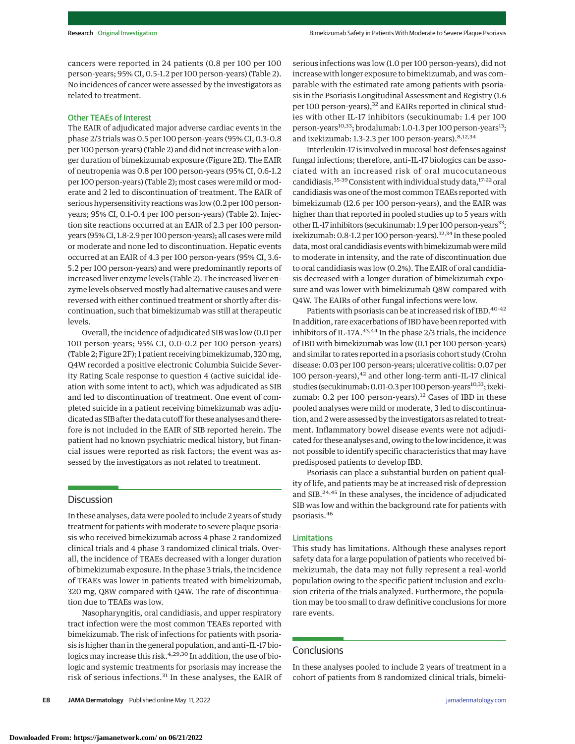cancers were reported in 24 patients (0.8 per 100 per 100 person-years; 95% CI, 0.5-1.2 per 100 person-years) (Table 2). No incidences of cancer were assessed by the investigators as related to treatment.

### Other TEAEs of Interest

The EAIR of adjudicated major adverse cardiac events in the phase 2/3 trials was 0.5 per 100 person-years (95% CI, 0.3-0.8 per 100 person-years) (Table 2) and did not increase with a longer duration of bimekizumab exposure (Figure 2E). The EAIR of neutropenia was 0.8 per 100 person-years (95% CI, 0.6-1.2 per 100 person-years) (Table 2); most cases were mild or moderate and 2 led to discontinuation of treatment. The EAIR of serious hypersensitivity reactions was low (0.2 per 100 person-years; 95% CI, 0.1-0.4 per 100 person-years) (Table 2). Injection site reactions occurred at an EAIR of 2.3 per 100 person-years (95% CI, 1.8-2.9 per 100 person-years); all cases were mild or moderate and none led to discontinuation. Hepatic events occurred at an EAIR of 4.3 per 100 person-years (95% CI, 3.6-5.2 per 100 person-years) and were predominantly reports of increased liver enzyme levels (Table 2). The increased liver enzyme levels observed mostly had alternative causes and were reversed with either continued treatment or shortly after discontinuation, such that bimekizumab was still at therapeutic levels.

Overall, the incidence of adjudicated SIB was low (0.0 per 100 person-years; 95% CI, 0.0-0.2 per 100 person-years) (Table 2; Figure 2F); 1 patient receiving bimekizumab, 320 mg, Q4W recorded a positive electronic Columbia Suicide Severity Rating Scale response to question 4 (active suicidal ideation with some intent to act), which was adjudicated as SIB and led to discontinuation of treatment. One event of completed suicide in a patient receiving bimekizumab was adjudicated as SIB after the data cutoff for these analyses and therefore is not included in the EAIR of SIB reported herein. The patient had no known psychiatric medical history, but financial issues were reported as risk factors; the event was assessed by the investigators as not related to treatment.

## Discussion

In these analyses, data were pooled to include 2 years of study treatment for patients with moderate to severe plaque psoriasis who received bimekizumab across 4 phase 2 randomized clinical trials and 4 phase 3 randomized clinical trials. Overall, the incidence of TEAEs decreased with a longer duration of bimekizumab exposure. In the phase 3 trials, the incidence of TEAEs was lower in patients treated with bimekizumab, 320 mg, Q8W compared with Q4W. The rate of discontinuation due to TEAEs was low.

Nasopharyngitis, oral candidiasis, and upper respiratory tract infection were the most common TEAEs reported with bimekizumab. The risk of infections for patients with psoriasis is higher than in the general population, and anti–IL-17 biologics may increase this risk.[4,29,30] In addition, the use of biologic and systemic treatments for psoriasis may increase the risk of serious infections.[31] In these analyses, the EAIR of serious infections was low (1.0 per 100 person-years), did not increase with longer exposure to bimekizumab, and was comparable with the estimated rate among patients with psoriasis in the Psoriasis Longitudinal Assessment and Registry (1.6 per 100 person-years),[32] and EAIRs reported in clinical studies with other IL-17 inhibitors (secukinumab: 1.4 per 100 person-years[10,33]; brodalumab: 1.0-1.3 per 100 person-years[13]; and ixekizumab: 1.3-2.3 per 100 person-years).[8,12,34]

Interleukin-17 is involved in mucosal host defenses against fungal infections; therefore, anti–IL-17 biologics can be associated with an increased risk of oral mucocutaneous candidiasis.[35-39] Consistent with individual study data,[17-22] oral candidiasis was one of the most common TEAEs reported with bimekizumab (12.6 per 100 person-years), and the EAIR was higher than that reported in pooled studies up to 5 years with other IL-17 inhibitors (secukinumab: 1.9 per 100 person-years[33]; ixekizumab: 0.8-1.2 per 100 person-years).[12,34] In these pooled data, most oral candidiasis events with bimekizumab were mild to moderate in intensity, and the rate of discontinuation due to oral candidiasis was low (0.2%). The EAIR of oral candidiasis decreased with a longer duration of bimekizumab exposure and was lower with bimekizumab Q8W compared with Q4W. The EAIRs of other fungal infections were low.

Patients with psoriasis can be at increased risk of IBD.[40-42] In addition, rare exacerbations of IBD have been reported with inhibitors of IL-17A.[43,44] In the phase 2/3 trials, the incidence of IBD with bimekizumab was low (0.1 per 100 person-years) and similar to rates reported in a psoriasis cohort study (Crohn disease: 0.03 per 100 person-years; ulcerative colitis: 0.07 per 100 person-years),[42] and other long-term anti–IL-17 clinical studies (secukinumab: 0.01-0.3 per 100 person-years[10,33]; ixekizumab: 0.2 per 100 person-years).[12] Cases of IBD in these pooled analyses were mild or moderate, 3 led to discontinuation, and 2 were assessed by the investigators as related to treatment. Inflammatory bowel disease events were not adjudicated for these analyses and, owing to the low incidence, it was not possible to identify specific characteristics that may have predisposed patients to develop IBD.

Psoriasis can place a substantial burden on patient quality of life, and patients may be at increased risk of depression and SIB.[24,45] In these analyses, the incidence of adjudicated SIB was low and within the background rate for patients with psoriasis.[46]

### Limitations

This study has limitations. Although these analyses report safety data for a large population of patients who received bimekizumab, the data may not fully represent a real-world population owing to the specific patient inclusion and exclusion criteria of the trials analyzed. Furthermore, the population may be too small to draw definitive conclusions for more rare events.

## Conclusions

In these analyses pooled to include 2 years of treatment in a cohort of patients from 8 randomized clinical trials, bimeki-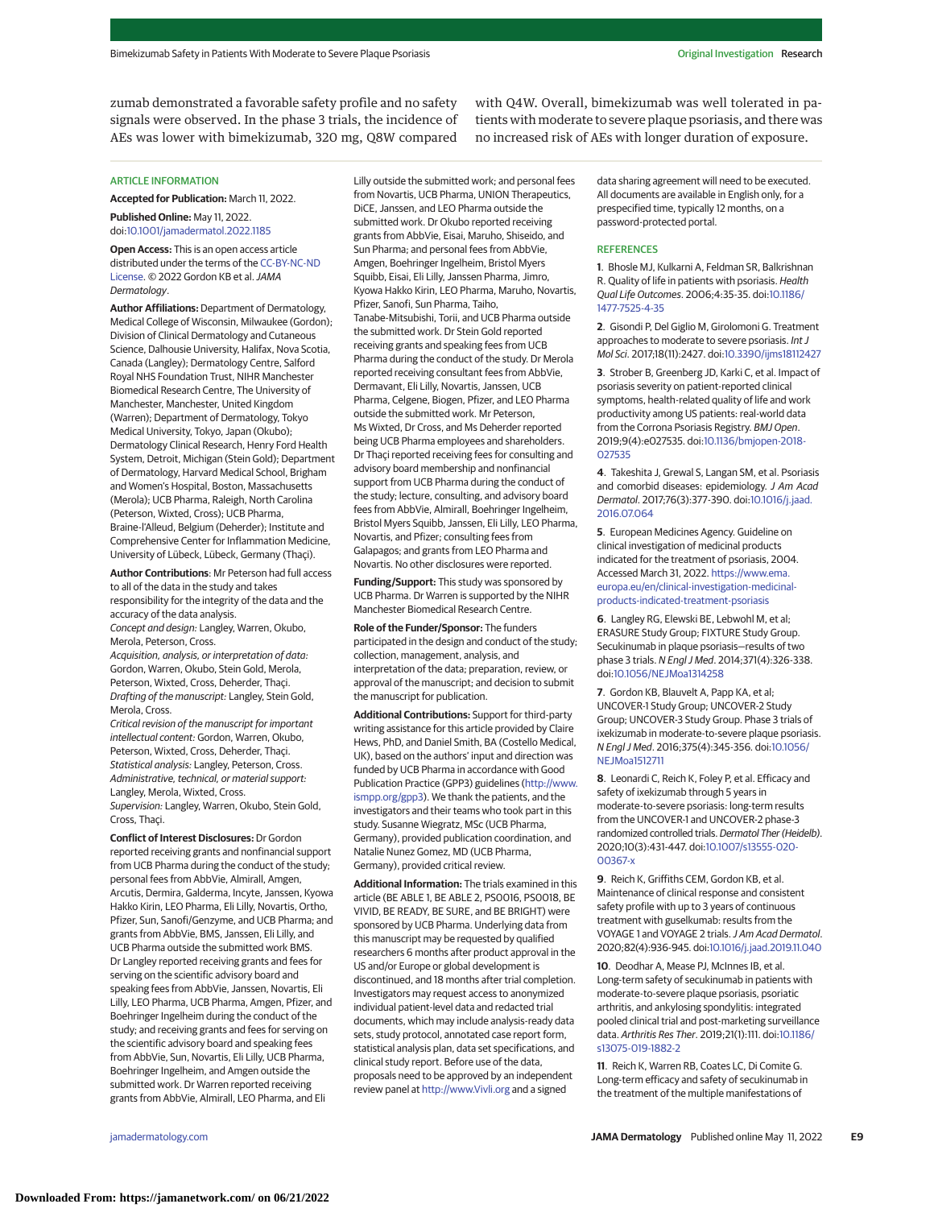zumab demonstrated a favorable safety profile and no safety signals were observed. In the phase 3 trials, the incidence of AEs was lower with bimekizumab, 320 mg, Q8W compared with Q4W. Overall, bimekizumab was well tolerated in patients with moderate to severe plaque psoriasis, and there was no increased risk of AEs with longer duration of exposure.

## ARTICLE INFORMATION

**Accepted for Publication:** March 11, 2022.

**Published Online:** May 11, 2022. doi:10.1001/jamadermatol.2022.1185

**Open Access:** This is an open access article distributed under the terms of the CC-BY-NC-ND License. © 2022 Gordon KB et al. *JAMA Dermatology*.

**Author Affiliations:** Department of Dermatology, Medical College of Wisconsin, Milwaukee (Gordon); Division of Clinical Dermatology and Cutaneous Science, Dalhousie University, Halifax, Nova Scotia, Canada (Langley); Dermatology Centre, Salford Royal NHS Foundation Trust, NIHR Manchester Biomedical Research Centre, The University of Manchester, Manchester, United Kingdom (Warren); Department of Dermatology, Tokyo Medical University, Tokyo, Japan (Okubo); Dermatology Clinical Research, Henry Ford Health System, Detroit, Michigan (Stein Gold); Department of Dermatology, Harvard Medical School, Brigham and Women's Hospital, Boston, Massachusetts (Merola); UCB Pharma, Raleigh, North Carolina (Peterson, Wixted, Cross); UCB Pharma, Braine-l'Alleud, Belgium (Deherder); Institute and Comprehensive Center for Inflammation Medicine, University of Lübeck, Lübeck, Germany (Thaçi).

**Author Contributions**: Mr Peterson had full access to all of the data in the study and takes responsibility for the integrity of the data and the accuracy of the data analysis.
*Concept and design:* Langley, Warren, Okubo, Merola, Peterson, Cross.
*Acquisition, analysis, or interpretation of data:* Gordon, Warren, Okubo, Stein Gold, Merola, Peterson, Wixted, Cross, Deherder, Thaçi.
*Drafting of the manuscript:* Langley, Stein Gold, Merola, Cross.
*Critical revision of the manuscript for important intellectual content:* Gordon, Warren, Okubo, Peterson, Wixted, Cross, Deherder, Thaçi.
*Statistical analysis:* Langley, Peterson, Cross.
*Administrative, technical, or material support:* Langley, Merola, Wixted, Cross.
*Supervision:* Langley, Warren, Okubo, Stein Gold, Cross, Thaçi.

**Conflict of Interest Disclosures:** Dr Gordon reported receiving grants and nonfinancial support from UCB Pharma during the conduct of the study; personal fees from AbbVie, Almirall, Amgen, Arcutis, Dermira, Galderma, Incyte, Janssen, Kyowa Hakko Kirin, LEO Pharma, Eli Lilly, Novartis, Ortho, Pfizer, Sun, Sanofi/Genzyme, and UCB Pharma; and grants from AbbVie, BMS, Janssen, Eli Lilly, and UCB Pharma outside the submitted work BMS. Dr Langley reported receiving grants and fees for serving on the scientific advisory board and speaking fees from AbbVie, Janssen, Novartis, Eli Lilly, LEO Pharma, UCB Pharma, Amgen, Pfizer, and Boehringer Ingelheim during the conduct of the study; and receiving grants and fees for serving on the scientific advisory board and speaking fees from AbbVie, Sun, Novartis, Eli Lilly, UCB Pharma, Boehringer Ingelheim, and Amgen outside the submitted work. Dr Warren reported receiving grants from AbbVie, Almirall, LEO Pharma, and Eli Lilly outside the submitted work; and personal fees from Novartis, UCB Pharma, UNION Therapeutics, DiCE, Janssen, and LEO Pharma outside the submitted work. Dr Okubo reported receiving grants from AbbVie, Eisai, Maruho, Shiseido, and Sun Pharma; and personal fees from AbbVie, Amgen, Boehringer Ingelheim, Bristol Myers Squibb, Eisai, Eli Lilly, Janssen Pharma, Jimro, Kyowa Hakko Kirin, LEO Pharma, Maruho, Novartis, Pfizer, Sanofi, Sun Pharma, Taiho, Tanabe-Mitsubishi, Torii, and UCB Pharma outside the submitted work. Dr Stein Gold reported receiving grants and speaking fees from UCB Pharma during the conduct of the study. Dr Merola reported receiving consultant fees from AbbVie, Dermavant, Eli Lilly, Novartis, Janssen, UCB Pharma, Celgene, Biogen, Pfizer, and LEO Pharma outside the submitted work. Mr Peterson, Ms Wixted, Dr Cross, and Ms Deherder reported being UCB Pharma employees and shareholders. Dr Thaçi reported receiving fees for consulting and advisory board membership and nonfinancial support from UCB Pharma during the conduct of the study; lecture, consulting, and advisory board fees from AbbVie, Almirall, Boehringer Ingelheim, Bristol Myers Squibb, Janssen, Eli Lilly, LEO Pharma, Novartis, and Pfizer; consulting fees from Galapagos; and grants from LEO Pharma and Novartis. No other disclosures were reported.

**Funding/Support:** This study was sponsored by UCB Pharma. Dr Warren is supported by the NIHR Manchester Biomedical Research Centre.

**Role of the Funder/Sponsor:** The funders participated in the design and conduct of the study; collection, management, analysis, and interpretation of the data; preparation, review, or approval of the manuscript; and decision to submit the manuscript for publication.

**Additional Contributions:** Support for third-party writing assistance for this article provided by Claire Hews, PhD, and Daniel Smith, BA (Costello Medical, UK), based on the authors' input and direction was funded by UCB Pharma in accordance with Good Publication Practice (GPP3) guidelines (http://www.ismpp.org/gpp3). We thank the patients, and the investigators and their teams who took part in this study. Susanne Wiegratz, MSc (UCB Pharma, Germany), provided publication coordination, and Natalie Nunez Gomez, MD (UCB Pharma, Germany), provided critical review.

**Additional Information:** The trials examined in this article (BE ABLE 1, BE ABLE 2, PS0016, PS0018, BE VIVID, BE READY, BE SURE, and BE BRIGHT) were sponsored by UCB Pharma. Underlying data from this manuscript may be requested by qualified researchers 6 months after product approval in the US and/or Europe or global development is discontinued, and 18 months after trial completion. Investigators may request access to anonymized individual patient-level data and redacted trial documents, which may include analysis-ready data sets, study protocol, annotated case report form, statistical analysis plan, data set specifications, and clinical study report. Before use of the data, proposals need to be approved by an independent review panel at http://www.Vivli.org and a signed data sharing agreement will need to be executed. All documents are available in English only, for a prespecified time, typically 12 months, on a password-protected portal.

## REFERENCES

1. Bhosle MJ, Kulkarni A, Feldman SR, Balkrishnan R. Quality of life in patients with psoriasis. *Health Qual Life Outcomes*. 2006;4:35-35. doi:10.1186/1477-7525-4-35

2. Gisondi P, Del Giglio M, Girolomoni G. Treatment approaches to moderate to severe psoriasis. *Int J Mol Sci*. 2017;18(11):2427. doi:10.3390/ijms18112427

3. Strober B, Greenberg JD, Karki C, et al. Impact of psoriasis severity on patient-reported clinical symptoms, health-related quality of life and work productivity among US patients: real-world data from the Corrona Psoriasis Registry. *BMJ Open*. 2019;9(4):e027535. doi:10.1136/bmjopen-2018-027535

4. Takeshita J, Grewal S, Langan SM, et al. Psoriasis and comorbid diseases: epidemiology. *J Am Acad Dermatol*. 2017;76(3):377-390. doi:10.1016/j.jaad.2016.07.064

5. European Medicines Agency. Guideline on clinical investigation of medicinal products indicated for the treatment of psoriasis, 2004. Accessed March 31, 2022. https://www.ema.europa.eu/en/clinical-investigation-medicinal-products-indicated-treatment-psoriasis

6. Langley RG, Elewski BE, Lebwohl M, et al; ERASURE Study Group; FIXTURE Study Group. Secukinumab in plaque psoriasis—results of two phase 3 trials. *N Engl J Med*. 2014;371(4):326-338. doi:10.1056/NEJMoa1314258

7. Gordon KB, Blauvelt A, Papp KA, et al; UNCOVER-1 Study Group; UNCOVER-2 Study Group; UNCOVER-3 Study Group. Phase 3 trials of ixekizumab in moderate-to-severe plaque psoriasis. *N Engl J Med*. 2016;375(4):345-356. doi:10.1056/NEJMoa1512711

8. Leonardi C, Reich K, Foley P, et al. Efficacy and safety of ixekizumab through 5 years in moderate-to-severe psoriasis: long-term results from the UNCOVER-1 and UNCOVER-2 phase-3 randomized controlled trials. *Dermatol Ther (Heidelb)*. 2020;10(3):431-447. doi:10.1007/s13555-020-00367-x

9. Reich K, Griffiths CEM, Gordon KB, et al. Maintenance of clinical response and consistent safety profile with up to 3 years of continuous treatment with guselkumab: results from the VOYAGE 1 and VOYAGE 2 trials. *J Am Acad Dermatol*. 2020;82(4):936-945. doi:10.1016/j.jaad.2019.11.040

10. Deodhar A, Mease PJ, McInnes IB, et al. Long-term safety of secukinumab in patients with moderate-to-severe plaque psoriasis, psoriatic arthritis, and ankylosing spondylitis: integrated pooled clinical trial and post-marketing surveillance data. *Arthritis Res Ther*. 2019;21(1):111. doi:10.1186/s13075-019-1882-2

11. Reich K, Warren RB, Coates LC, Di Comite G. Long-term efficacy and safety of secukinumab in the treatment of the multiple manifestations of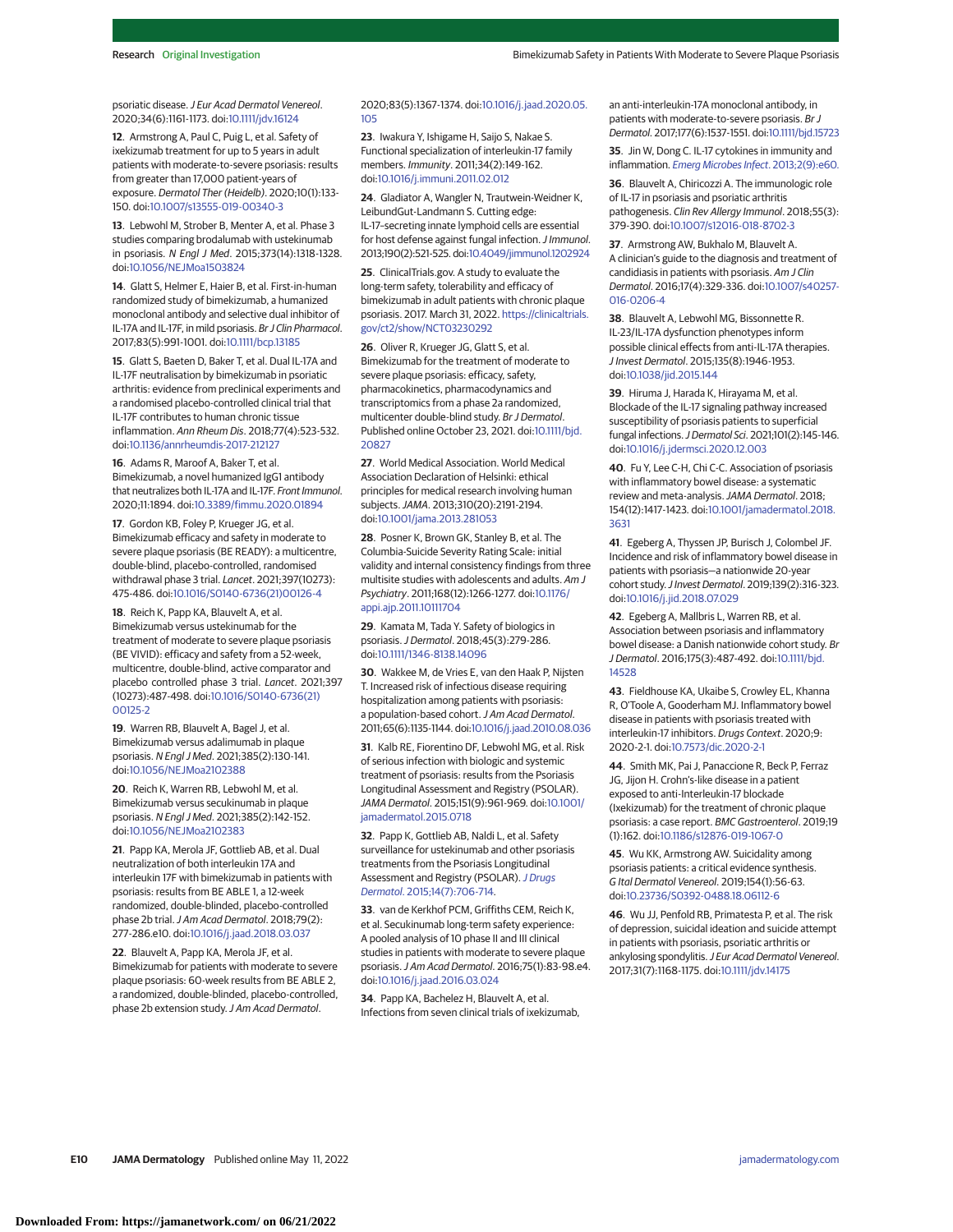psoriatic disease. *J Eur Acad Dermatol Venereol*. 2020;34(6):1161-1173. doi:10.1111/jdv.16124

12. Armstrong A, Paul C, Puig L, et al. Safety of ixekizumab treatment for up to 5 years in adult patients with moderate-to-severe psoriasis: results from greater than 17,000 patient-years of exposure. *Dermatol Ther (Heidelb)*. 2020;10(1):133-150. doi:10.1007/s13555-019-00340-3

13. Lebwohl M, Strober B, Menter A, et al. Phase 3 studies comparing brodalumab with ustekinumab in psoriasis. *N Engl J Med*. 2015;373(14):1318-1328. doi:10.1056/NEJMoa1503824

14. Glatt S, Helmer E, Haier B, et al. First-in-human randomized study of bimekizumab, a humanized monoclonal antibody and selective dual inhibitor of IL-17A and IL-17F, in mild psoriasis. *Br J Clin Pharmacol*. 2017;83(5):991-1001. doi:10.1111/bcp.13185

15. Glatt S, Baeten D, Baker T, et al. Dual IL-17A and IL-17F neutralisation by bimekizumab in psoriatic arthritis: evidence from preclinical experiments and a randomised placebo-controlled clinical trial that IL-17F contributes to human chronic tissue inflammation. *Ann Rheum Dis*. 2018;77(4):523-532. doi:10.1136/annrheumdis-2017-212127

16. Adams R, Maroof A, Baker T, et al. Bimekizumab, a novel humanized IgG1 antibody that neutralizes both IL-17A and IL-17F. *Front Immunol*. 2020;11:1894. doi:10.3389/fimmu.2020.01894

17. Gordon KB, Foley P, Krueger JG, et al. Bimekizumab efficacy and safety in moderate to severe plaque psoriasis (BE READY): a multicentre, double-blind, placebo-controlled, randomised withdrawal phase 3 trial. *Lancet*. 2021;397(10273):475-486. doi:10.1016/S0140-6736(21)00126-4

18. Reich K, Papp KA, Blauvelt A, et al. Bimekizumab versus ustekinumab for the treatment of moderate to severe plaque psoriasis (BE VIVID): efficacy and safety from a 52-week, multicentre, double-blind, active comparator and placebo controlled phase 3 trial. *Lancet*. 2021;397(10273):487-498. doi:10.1016/S0140-6736(21)00125-2

19. Warren RB, Blauvelt A, Bagel J, et al. Bimekizumab versus adalimumab in plaque psoriasis. *N Engl J Med*. 2021;385(2):130-141. doi:10.1056/NEJMoa2102388

20. Reich K, Warren RB, Lebwohl M, et al. Bimekizumab versus secukinumab in plaque psoriasis. *N Engl J Med*. 2021;385(2):142-152. doi:10.1056/NEJMoa2102383

21. Papp KA, Merola JF, Gottlieb AB, et al. Dual neutralization of both interleukin 17A and interleukin 17F with bimekizumab in patients with psoriasis: results from BE ABLE 1, a 12-week randomized, double-blinded, placebo-controlled phase 2b trial. *J Am Acad Dermatol*. 2018;79(2):277-286.e10. doi:10.1016/j.jaad.2018.03.037

22. Blauvelt A, Papp KA, Merola JF, et al. Bimekizumab for patients with moderate to severe plaque psoriasis: 60-week results from BE ABLE 2, a randomized, double-blinded, placebo-controlled, phase 2b extension study. *J Am Acad Dermatol*. 2020;83(5):1367-1374. doi:10.1016/j.jaad.2020.05.105

23. Iwakura Y, Ishigame H, Saijo S, Nakae S. Functional specialization of interleukin-17 family members. *Immunity*. 2011;34(2):149-162. doi:10.1016/j.immuni.2011.02.012

24. Gladiator A, Wangler N, Trautwein-Weidner K, LeibundGut-Landmann S. Cutting edge: IL-17–secreting innate lymphoid cells are essential for host defense against fungal infection. *J Immunol*. 2013;190(2):521-525. doi:10.4049/jimmunol.1202924

25. ClinicalTrials.gov. A study to evaluate the long-term safety, tolerability and efficacy of bimekizumab in adult patients with chronic plaque psoriasis. 2017. March 31, 2022. https://clinicaltrials.gov/ct2/show/NCT03230292

26. Oliver R, Krueger JG, Glatt S, et al. Bimekizumab for the treatment of moderate to severe plaque psoriasis: efficacy, safety, pharmacokinetics, pharmacodynamics and transcriptomics from a phase 2a randomized, multicenter double-blind study. *Br J Dermatol*. Published online October 23, 2021. doi:10.1111/bjd.20827

27. World Medical Association. World Medical Association Declaration of Helsinki: ethical principles for medical research involving human subjects. *JAMA*. 2013;310(20):2191-2194. doi:10.1001/jama.2013.281053

28. Posner K, Brown GK, Stanley B, et al. The Columbia-Suicide Severity Rating Scale: initial validity and internal consistency findings from three multisite studies with adolescents and adults. *Am J Psychiatry*. 2011;168(12):1266-1277. doi:10.1176/appi.ajp.2011.10111704

29. Kamata M, Tada Y. Safety of biologics in psoriasis. *J Dermatol*. 2018;45(3):279-286. doi:10.1111/1346-8138.14096

30. Wakkee M, de Vries E, van den Haak P, Nijsten T. Increased risk of infectious disease requiring hospitalization among patients with psoriasis: a population-based cohort. *J Am Acad Dermatol*. 2011;65(6):1135-1144. doi:10.1016/j.jaad.2010.08.036

31. Kalb RE, Fiorentino DF, Lebwohl MG, et al. Risk of serious infection with biologic and systemic treatment of psoriasis: results from the Psoriasis Longitudinal Assessment and Registry (PSOLAR). *JAMA Dermatol*. 2015;151(9):961-969. doi:10.1001/jamadermatol.2015.0718

32. Papp K, Gottlieb AB, Naldi L, et al. Safety surveillance for ustekinumab and other psoriasis treatments from the Psoriasis Longitudinal Assessment and Registry (PSOLAR). *J Drugs Dermatol*. 2015;14(7):706-714.

33. van de Kerkhof PCM, Griffiths CEM, Reich K, et al. Secukinumab long-term safety experience: A pooled analysis of 10 phase II and III clinical studies in patients with moderate to severe plaque psoriasis. *J Am Acad Dermatol*. 2016;75(1):83-98.e4. doi:10.1016/j.jaad.2016.03.024

34. Papp KA, Bachelez H, Blauvelt A, et al. Infections from seven clinical trials of ixekizumab, an anti-interleukin-17A monoclonal antibody, in patients with moderate-to-severe psoriasis. *Br J Dermatol*. 2017;177(6):1537-1551. doi:10.1111/bjd.15723

35. Jin W, Dong C. IL-17 cytokines in immunity and inflammation. *Emerg Microbes Infect*. 2013;2(9):e60.

36. Blauvelt A, Chiricozzi A. The immunologic role of IL-17 in psoriasis and psoriatic arthritis pathogenesis. *Clin Rev Allergy Immunol*. 2018;55(3):379-390. doi:10.1007/s12016-018-8702-3

37. Armstrong AW, Bukhalo M, Blauvelt A. A clinician's guide to the diagnosis and treatment of candidiasis in patients with psoriasis. *Am J Clin Dermatol*. 2016;17(4):329-336. doi:10.1007/s40257-016-0206-4

38. Blauvelt A, Lebwohl MG, Bissonnette R. IL-23/IL-17A dysfunction phenotypes inform possible clinical effects from anti-IL-17A therapies. *J Invest Dermatol*. 2015;135(8):1946-1953. doi:10.1038/jid.2015.144

39. Hiruma J, Harada K, Hirayama M, et al. Blockade of the IL-17 signaling pathway increased susceptibility of psoriasis patients to superficial fungal infections. *J Dermatol Sci*. 2021;101(2):145-146. doi:10.1016/j.jdermsci.2020.12.003

40. Fu Y, Lee C-H, Chi C-C. Association of psoriasis with inflammatory bowel disease: a systematic review and meta-analysis. *JAMA Dermatol*. 2018;154(12):1417-1423. doi:10.1001/jamadermatol.2018.3631

41. Egeberg A, Thyssen JP, Burisch J, Colombel JF. Incidence and risk of inflammatory bowel disease in patients with psoriasis—a nationwide 20-year cohort study. *J Invest Dermatol*. 2019;139(2):316-323. doi:10.1016/j.jid.2018.07.029

42. Egeberg A, Mallbris L, Warren RB, et al. Association between psoriasis and inflammatory bowel disease: a Danish nationwide cohort study. *Br J Dermatol*. 2016;175(3):487-492. doi:10.1111/bjd.14528

43. Fieldhouse KA, Ukaibe S, Crowley EL, Khanna R, O'Toole A, Gooderham MJ. Inflammatory bowel disease in patients with psoriasis treated with interleukin-17 inhibitors. *Drugs Context*. 2020;9:2020-2-1. doi:10.7573/dic.2020-2-1

44. Smith MK, Pai J, Panaccione R, Beck P, Ferraz JG, Jijon H. Crohn's-like disease in a patient exposed to anti-Interleukin-17 blockade (Ixekizumab) for the treatment of chronic plaque psoriasis: a case report. *BMC Gastroenterol*. 2019;19(1):162. doi:10.1186/s12876-019-1067-0

45. Wu KK, Armstrong AW. Suicidality among psoriasis patients: a critical evidence synthesis. *G Ital Dermatol Venereol*. 2019;154(1):56-63. doi:10.23736/S0392-0488.18.06112-6

46. Wu JJ, Penfold RB, Primatesta P, et al. The risk of depression, suicidal ideation and suicide attempt in patients with psoriasis, psoriatic arthritis or ankylosing spondylitis. *J Eur Acad Dermatol Venereol*. 2017;31(7):1168-1175. doi:10.1111/jdv.14175